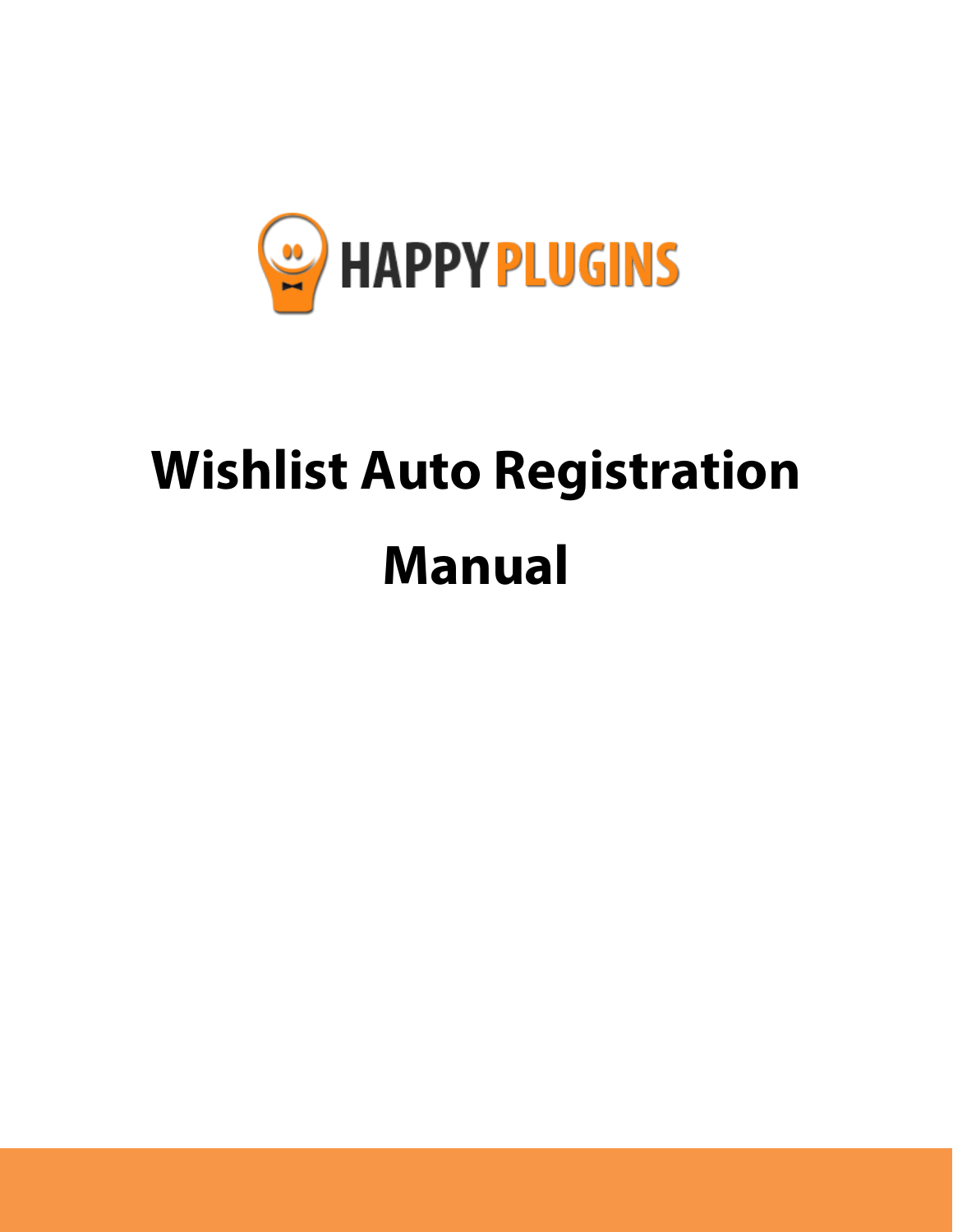HAPPY PLUGINS

# Wishlist Auto Registration Manual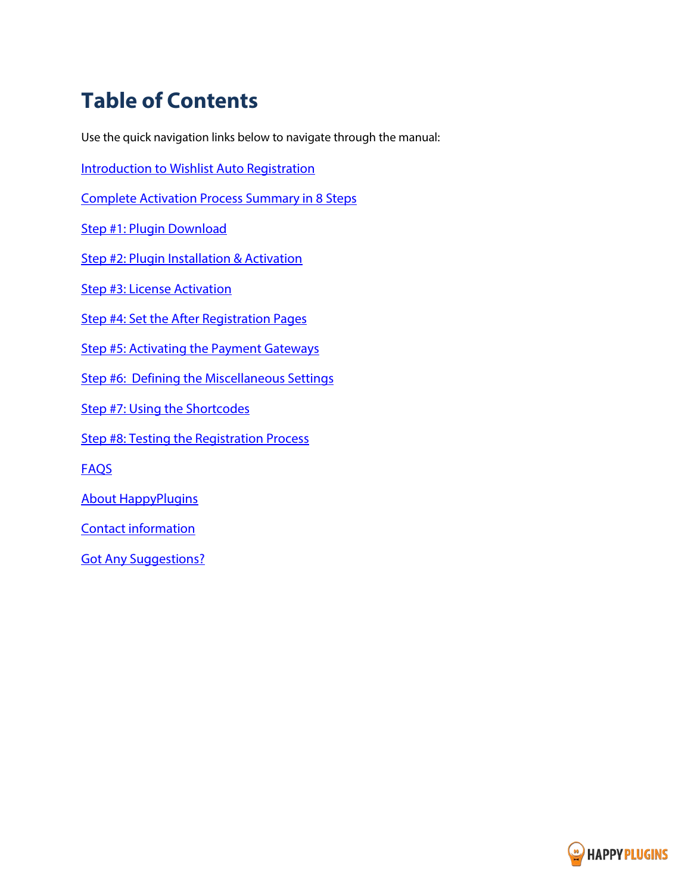# Table of Contents

Use the quick navigation links below to navigate through the manual:

Introduction to Wishlist Auto Registration

Complete Activation Process Summary in 8 Steps

Step #1: Plugin Download

Step #2: Plugin Installation & Activation

Step #3: License Activation

Step #4: Set the After Registration Pages

Step #5: Activating the Payment Gateways

Step #6:  Defining the Miscellaneous Settings

Step #7: Using the Shortcodes

Step #8: Testing the Registration Process

FAQS

About HappyPlugins

Contact information

Got Any Suggestions?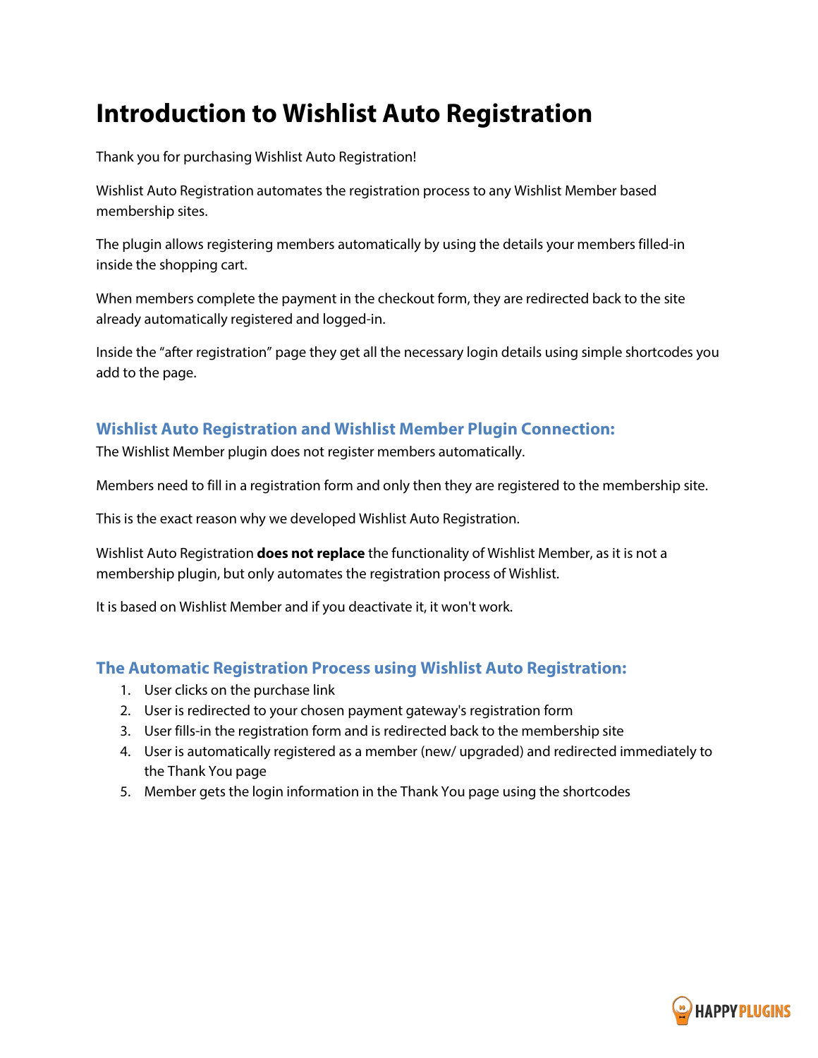# Introduction to Wishlist Auto Registration

Thank you for purchasing Wishlist Auto Registration!

Wishlist Auto Registration automates the registration process to any Wishlist Member based membership sites.

The plugin allows registering members automatically by using the details your members filled-in inside the shopping cart.

When members complete the payment in the checkout form, they are redirected back to the site already automatically registered and logged-in.

Inside the "after registration" page they get all the necessary login details using simple shortcodes you add to the page.

## Wishlist Auto Registration and Wishlist Member Plugin Connection:

The Wishlist Member plugin does not register members automatically.

Members need to fill in a registration form and only then they are registered to the membership site.

This is the exact reason why we developed Wishlist Auto Registration.

Wishlist Auto Registration **does not replace** the functionality of Wishlist Member, as it is not a membership plugin, but only automates the registration process of Wishlist.

It is based on Wishlist Member and if you deactivate it, it won't work.

## The Automatic Registration Process using Wishlist Auto Registration:

1. User clicks on the purchase link
2. User is redirected to your chosen payment gateway's registration form
3. User fills-in the registration form and is redirected back to the membership site
4. User is automatically registered as a member (new/ upgraded) and redirected immediately to the Thank You page
5. Member gets the login information in the Thank You page using the shortcodes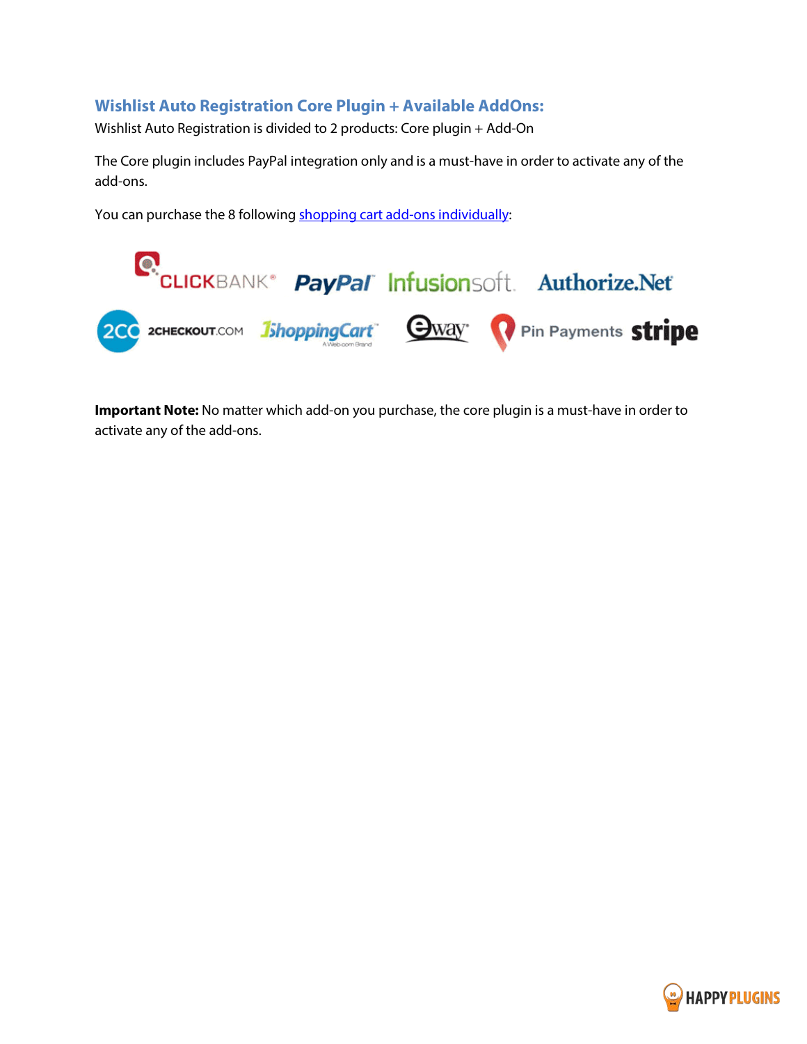## Wishlist Auto Registration Core Plugin + Available AddOns:

Wishlist Auto Registration is divided to 2 products: Core plugin + Add-On

The Core plugin includes PayPal integration only and is a must-have in order to activate any of the add-ons.

You can purchase the 8 following shopping cart add-ons individually:

**Important Note:** No matter which add-on you purchase, the core plugin is a must-have in order to activate any of the add-ons.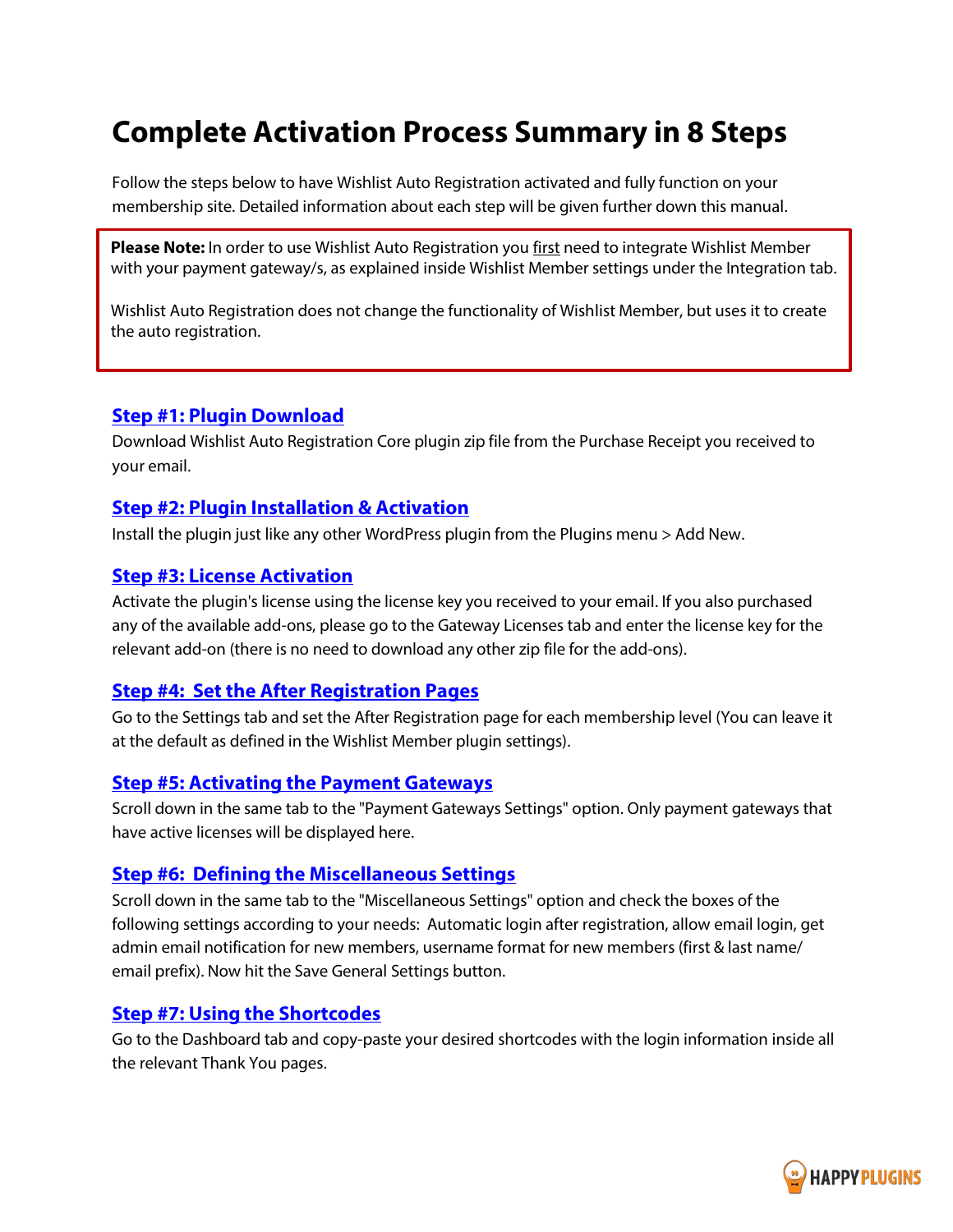# Complete Activation Process Summary in 8 Steps

Follow the steps below to have Wishlist Auto Registration activated and fully function on your membership site. Detailed information about each step will be given further down this manual.

> **Please Note:** In order to use Wishlist Auto Registration you first need to integrate Wishlist Member with your payment gateway/s, as explained inside Wishlist Member settings under the Integration tab.
>
> Wishlist Auto Registration does not change the functionality of Wishlist Member, but uses it to create the auto registration.

## Step #1: Plugin Download

Download Wishlist Auto Registration Core plugin zip file from the Purchase Receipt you received to your email.

## Step #2: Plugin Installation & Activation

Install the plugin just like any other WordPress plugin from the Plugins menu > Add New.

## Step #3: License Activation

Activate the plugin's license using the license key you received to your email. If you also purchased any of the available add-ons, please go to the Gateway Licenses tab and enter the license key for the relevant add-on (there is no need to download any other zip file for the add-ons).

## Step #4: Set the After Registration Pages

Go to the Settings tab and set the After Registration page for each membership level (You can leave it at the default as defined in the Wishlist Member plugin settings).

## Step #5: Activating the Payment Gateways

Scroll down in the same tab to the "Payment Gateways Settings" option. Only payment gateways that have active licenses will be displayed here.

## Step #6: Defining the Miscellaneous Settings

Scroll down in the same tab to the "Miscellaneous Settings" option and check the boxes of the following settings according to your needs: Automatic login after registration, allow email login, get admin email notification for new members, username format for new members (first & last name/ email prefix). Now hit the Save General Settings button.

## Step #7: Using the Shortcodes

Go to the Dashboard tab and copy-paste your desired shortcodes with the login information inside all the relevant Thank You pages.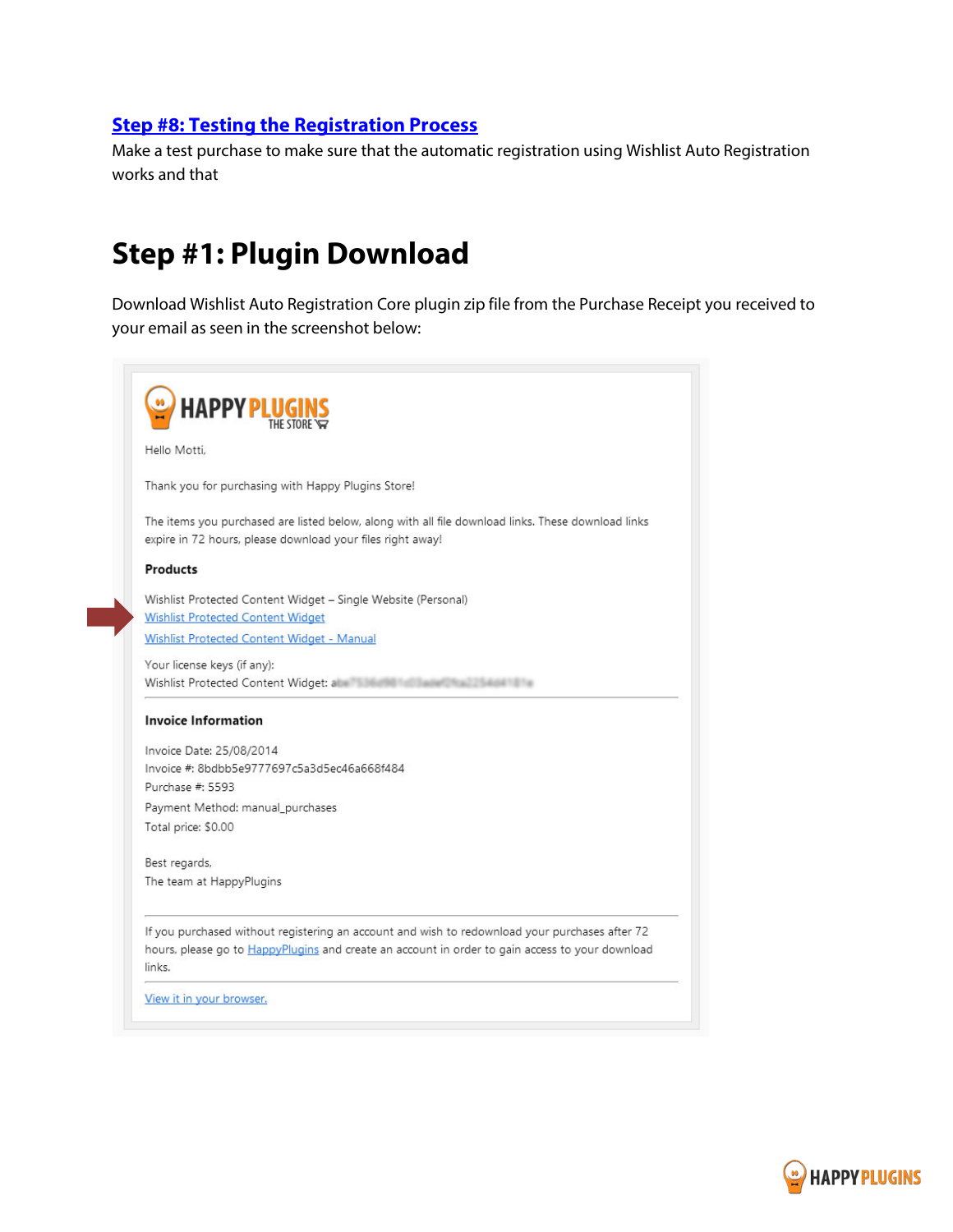**[Step #8: Testing the Registration Process](#)**

Make a test purchase to make sure that the automatic registration using Wishlist Auto Registration works and that

# Step #1: Plugin Download

Download Wishlist Auto Registration Core plugin zip file from the Purchase Receipt you received to your email as seen in the screenshot below:

HAPPY PLUGINS THE STORE

Hello Motti,

Thank you for purchasing with Happy Plugins Store!

The items you purchased are listed below, along with all file download links. These download links expire in 72 hours, please download your files right away!

**Products**

Wishlist Protected Content Widget – Single Website (Personal)
[Wishlist Protected Content Widget](#)
[Wishlist Protected Content Widget - Manual](#)

Your license keys (if any):
Wishlist Protected Content Widget:

**Invoice Information**

Invoice Date: 25/08/2014
Invoice #: 8bdbb5e9777697c5a3d5ec46a668f484
Purchase #: 5593
Payment Method: manual_purchases
Total price: $0.00

Best regards,
The team at HappyPlugins

If you purchased without registering an account and wish to redownload your purchases after 72 hours, please go to [HappyPlugins](#) and create an account in order to gain access to your download links.

[View it in your browser.](#)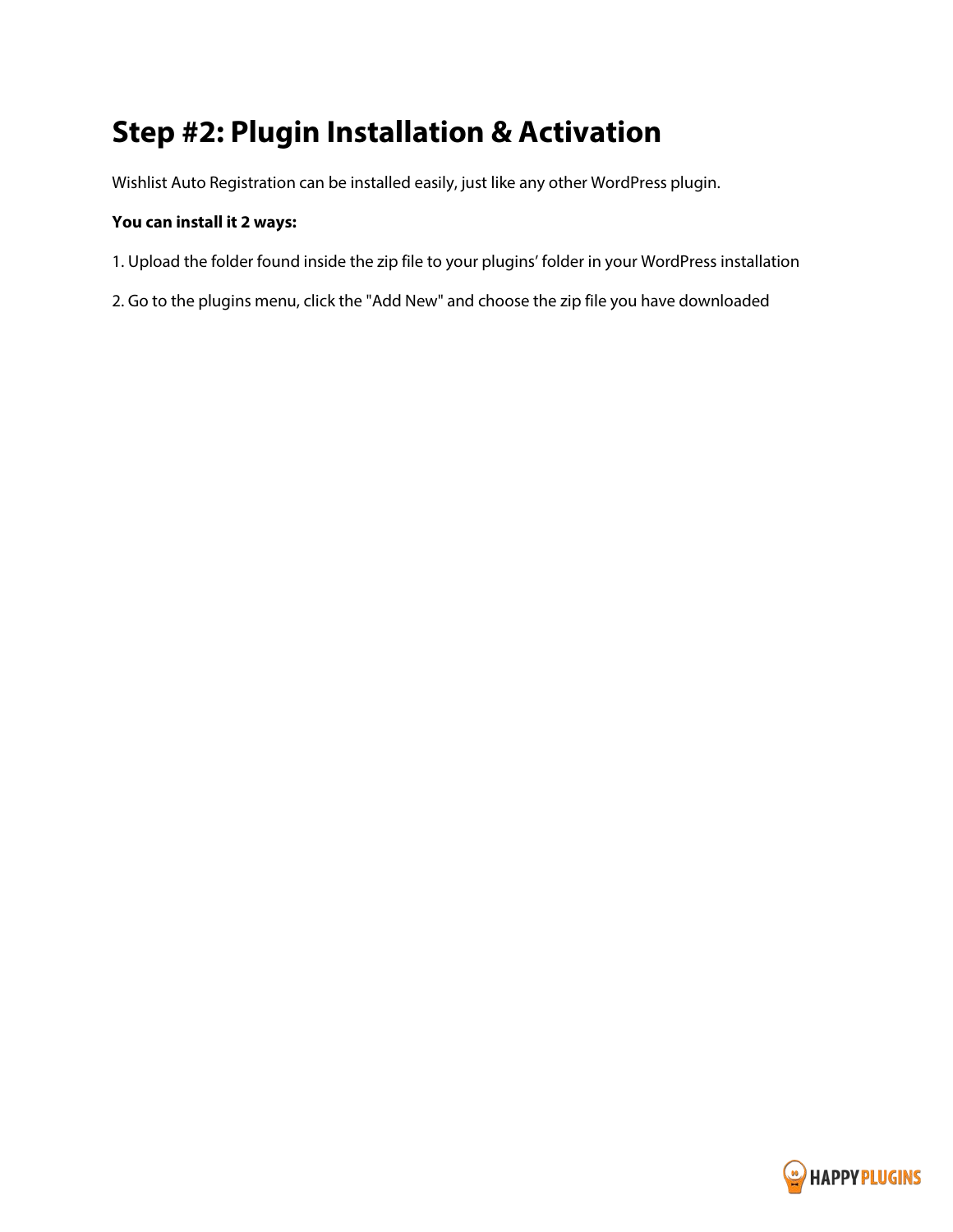# Step #2: Plugin Installation & Activation

Wishlist Auto Registration can be installed easily, just like any other WordPress plugin.

**You can install it 2 ways:**

1. Upload the folder found inside the zip file to your plugins' folder in your WordPress installation

2. Go to the plugins menu, click the "Add New" and choose the zip file you have downloaded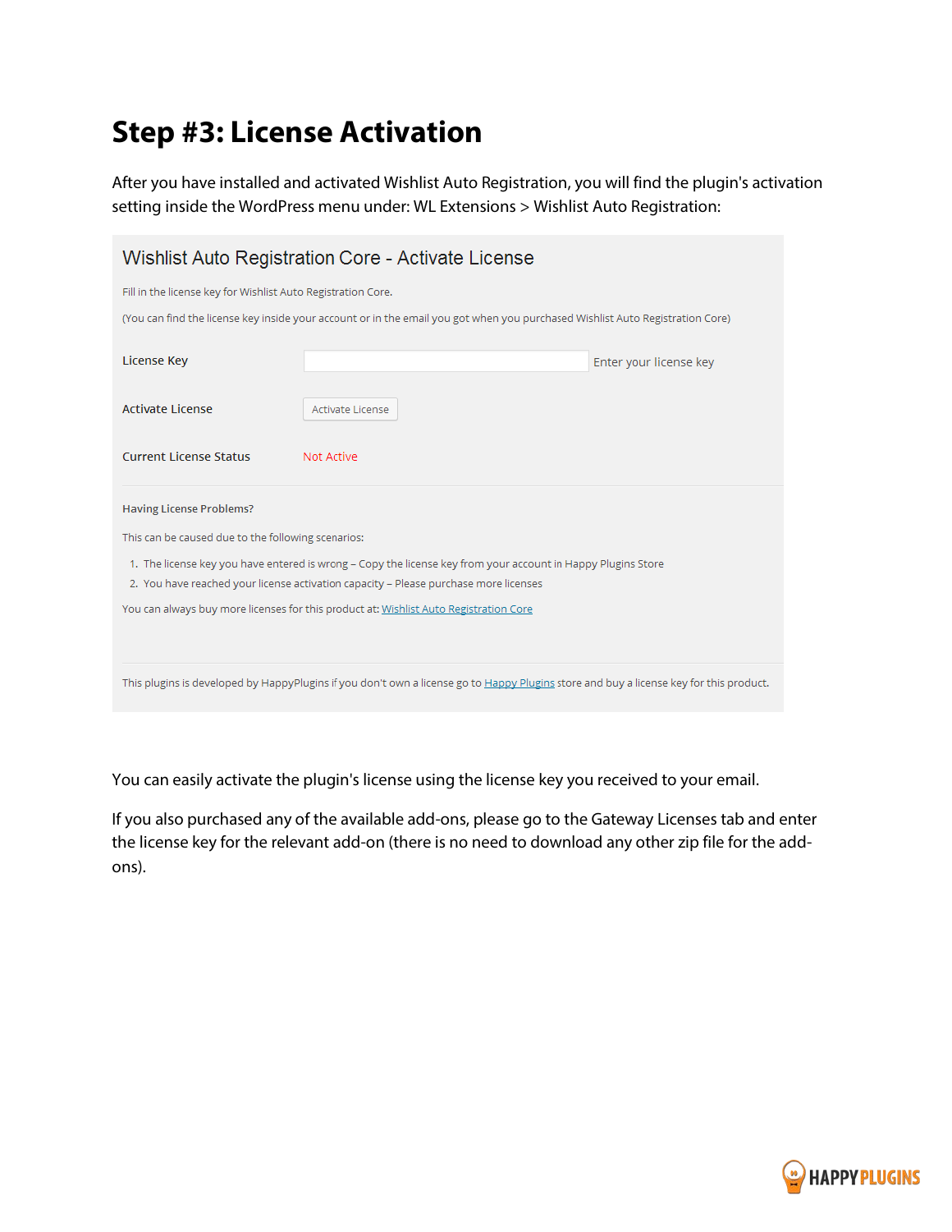# Step #3: License Activation

After you have installed and activated Wishlist Auto Registration, you will find the plugin's activation setting inside the WordPress menu under: WL Extensions > Wishlist Auto Registration:

## Wishlist Auto Registration Core - Activate License

Fill in the license key for Wishlist Auto Registration Core.

(You can find the license key inside your account or in the email you got when you purchased Wishlist Auto Registration Core)

| | | |
|---|---|---|
| License Key | | Enter your license key |
| Activate License | Activate License | |
| Current License Status | Not Active | |

**Having License Problems?**

This can be caused due to the following scenarios:

1. The license key you have entered is wrong – Copy the license key from your account in Happy Plugins Store
2. You have reached your license activation capacity – Please purchase more licenses

You can always buy more licenses for this product at: Wishlist Auto Registration Core

This plugins is developed by HappyPlugins if you don't own a license go to Happy Plugins store and buy a license key for this product.

You can easily activate the plugin's license using the license key you received to your email.

If you also purchased any of the available add-ons, please go to the Gateway Licenses tab and enter the license key for the relevant add-on (there is no need to download any other zip file for the add-ons).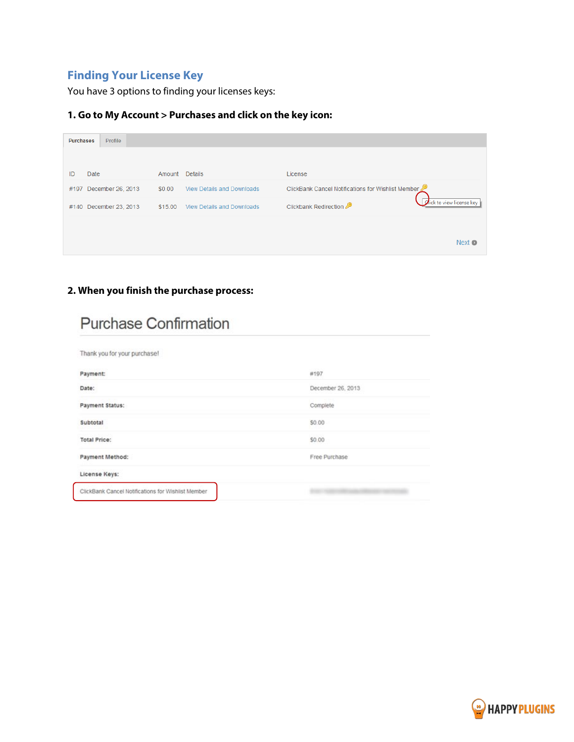## Finding Your License Key

You have 3 options to finding your licenses keys:

**1. Go to My Account > Purchases and click on the key icon:**

Purchases | Profile

| ID | Date | Amount | Details | License |
|---|---|---|---|---|
| #197 | December 26, 2013 | $0.00 | View Details and Downloads | ClickBank Cancel Notifications for Wishlist Member |
| #140 | December 23, 2013 | $15.00 | View Details and Downloads | Clickbank Redirection |

Click to view license key

Next

**2. When you finish the purchase process:**

## Purchase Confirmation

Thank you for your purchase!

| | |
|---|---|
| **Payment:** | #197 |
| **Date:** | December 26, 2013 |
| **Payment Status:** | Complete |
| **Subtotal** | $0.00 |
| **Total Price:** | $0.00 |
| **Payment Method:** | Free Purchase |
| **License Keys:** | |
| ClickBank Cancel Notifications for Wishlist Member | |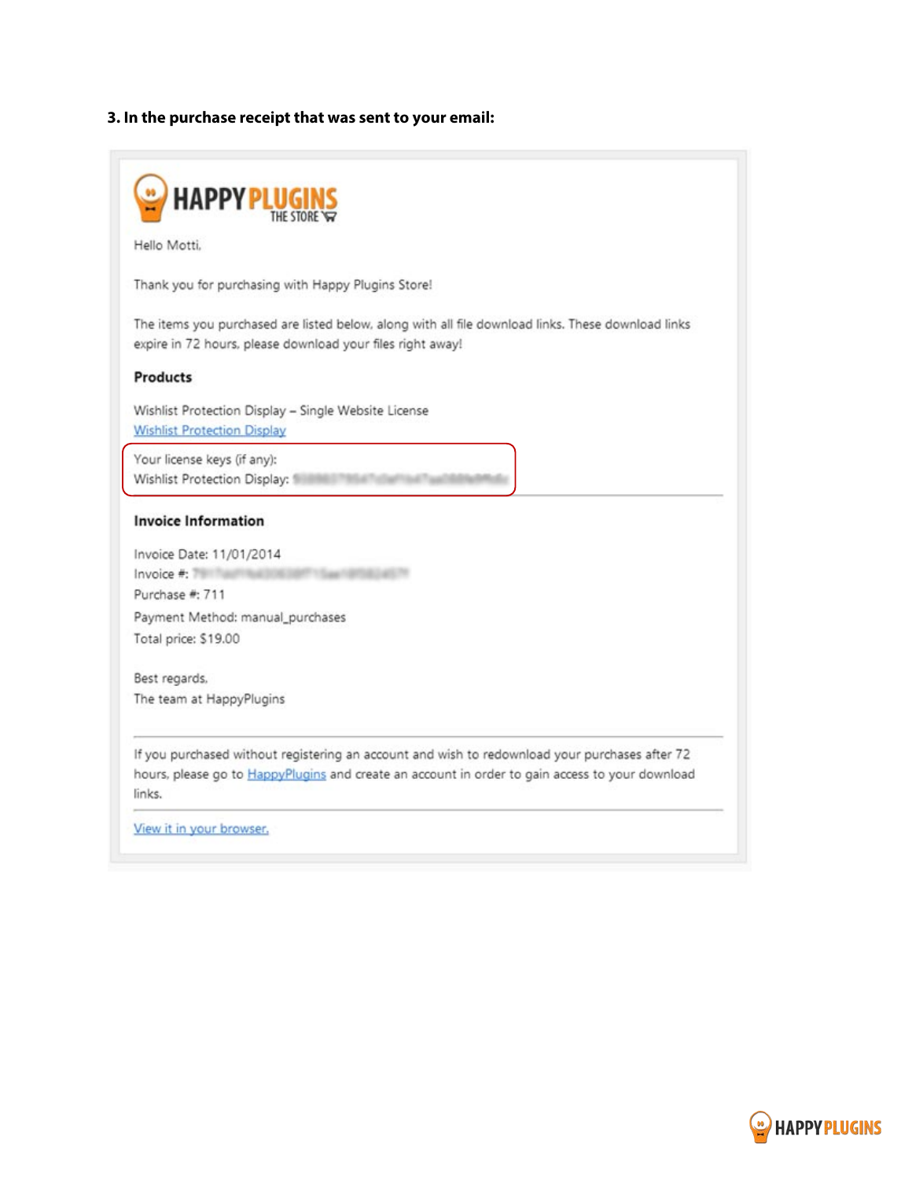**3. In the purchase receipt that was sent to your email:**

HAPPY PLUGINS THE STORE

Hello Motti,

Thank you for purchasing with Happy Plugins Store!

The items you purchased are listed below, along with all file download links. These download links expire in 72 hours, please download your files right away!

**Products**

Wishlist Protection Display – Single Website License
Wishlist Protection Display

Your license keys (if any):
Wishlist Protection Display:

**Invoice Information**

Invoice Date: 11/01/2014
Invoice #:
Purchase #: 711
Payment Method: manual_purchases
Total price: $19.00

Best regards,
The team at HappyPlugins

If you purchased without registering an account and wish to redownload your purchases after 72 hours, please go to HappyPlugins and create an account in order to gain access to your download links.

View it in your browser.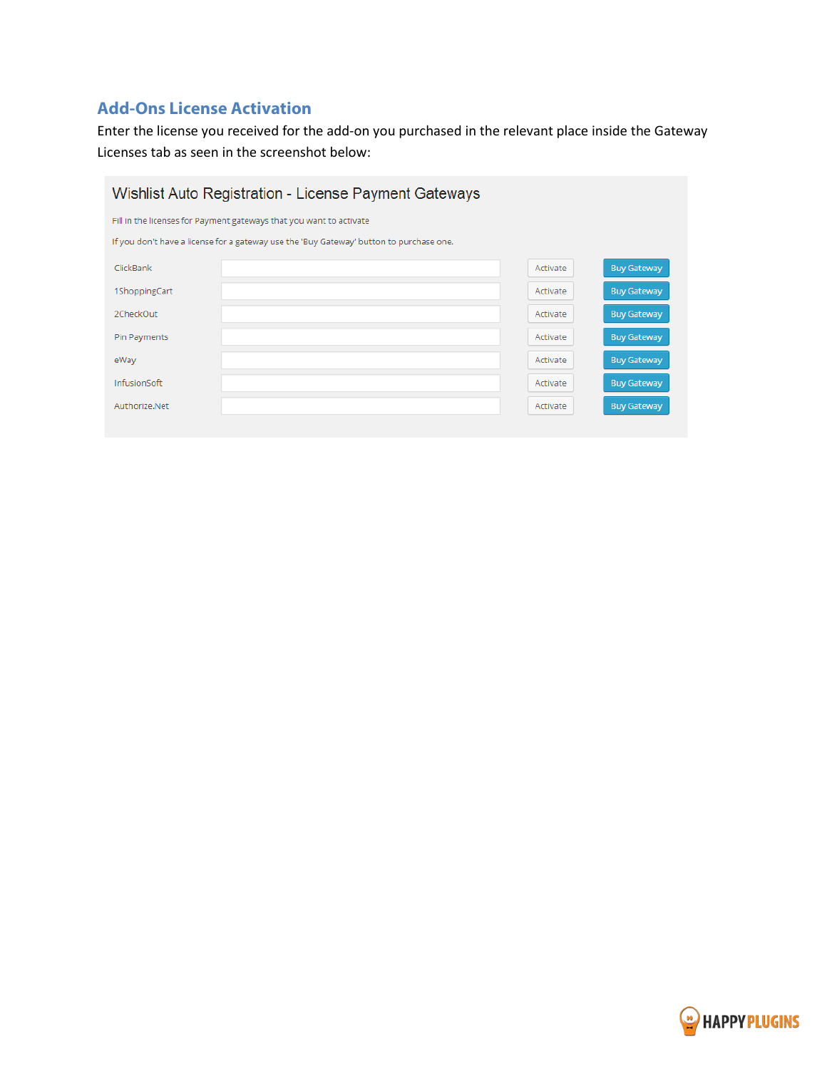## Add-Ons License Activation

Enter the license you received for the add-on you purchased in the relevant place inside the Gateway Licenses tab as seen in the screenshot below:

### Wishlist Auto Registration - License Payment Gateways

Fill in the licenses for Payment gateways that you want to activate

If you don't have a license for a gateway use the 'Buy Gateway' button to purchase one.

| | | | |
|---|---|---|---|
| ClickBank | | Activate | Buy Gateway |
| 1ShoppingCart | | Activate | Buy Gateway |
| 2CheckOut | | Activate | Buy Gateway |
| Pin Payments | | Activate | Buy Gateway |
| eWay | | Activate | Buy Gateway |
| InfusionSoft | | Activate | Buy Gateway |
| Authorize.Net | | Activate | Buy Gateway |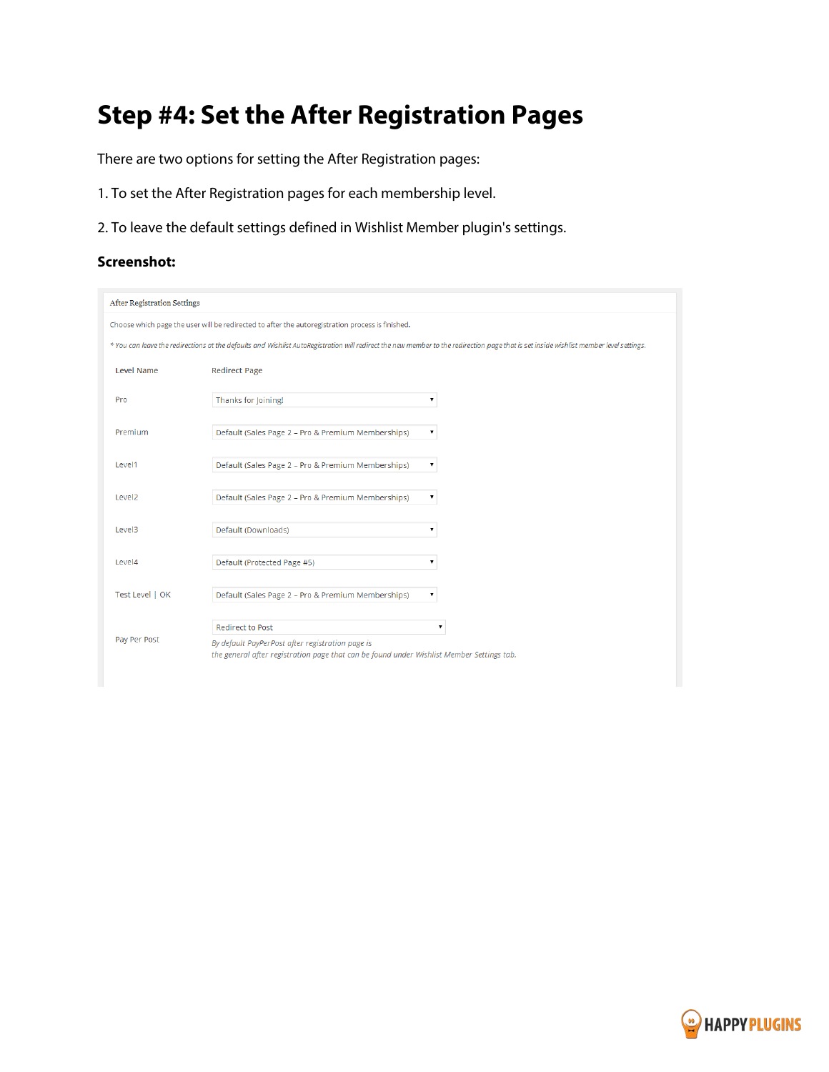# Step #4: Set the After Registration Pages

There are two options for setting the After Registration pages:

1. To set the After Registration pages for each membership level.

2. To leave the default settings defined in Wishlist Member plugin's settings.

**Screenshot:**

After Registration Settings

Choose which page the user will be redirected to after the autoregistration process is finished.

*\* You can leave the redirections at the defaults and Wishlist AutoRegistration will redirect the new member to the redirection page that is set inside wishlist member level settings.*

| Level Name | Redirect Page |
| --- | --- |
| Pro | Thanks for Joining! |
| Premium | Default (Sales Page 2 – Pro & Premium Memberships) |
| Level1 | Default (Sales Page 2 – Pro & Premium Memberships) |
| Level2 | Default (Sales Page 2 – Pro & Premium Memberships) |
| Level3 | Default (Downloads) |
| Level4 | Default (Protected Page #5) |
| Test Level \| OK | Default (Sales Page 2 – Pro & Premium Memberships) |
| Pay Per Post | Redirect to Post<br>*By default PayPerPost after registration page is the general after registration page that can be found under Wishlist Member Settings tab.* |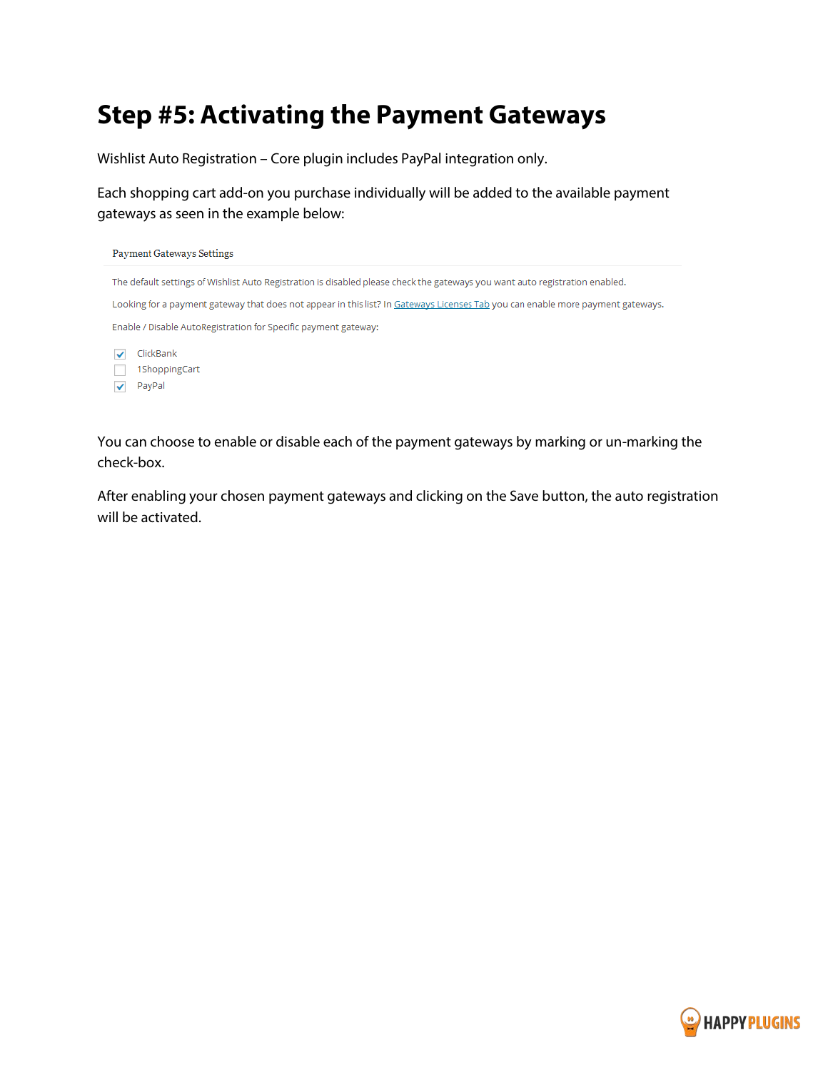# Step #5: Activating the Payment Gateways

Wishlist Auto Registration – Core plugin includes PayPal integration only.

Each shopping cart add-on you purchase individually will be added to the available payment gateways as seen in the example below:

Payment Gateways Settings

The default settings of Wishlist Auto Registration is disabled please check the gateways you want auto registration enabled.

Looking for a payment gateway that does not appear in this list? In Gateways Licenses Tab you can enable more payment gateways.

Enable / Disable AutoRegistration for Specific payment gateway:

- [x] ClickBank
- [ ] 1ShoppingCart
- [x] PayPal

You can choose to enable or disable each of the payment gateways by marking or un-marking the check-box.

After enabling your chosen payment gateways and clicking on the Save button, the auto registration will be activated.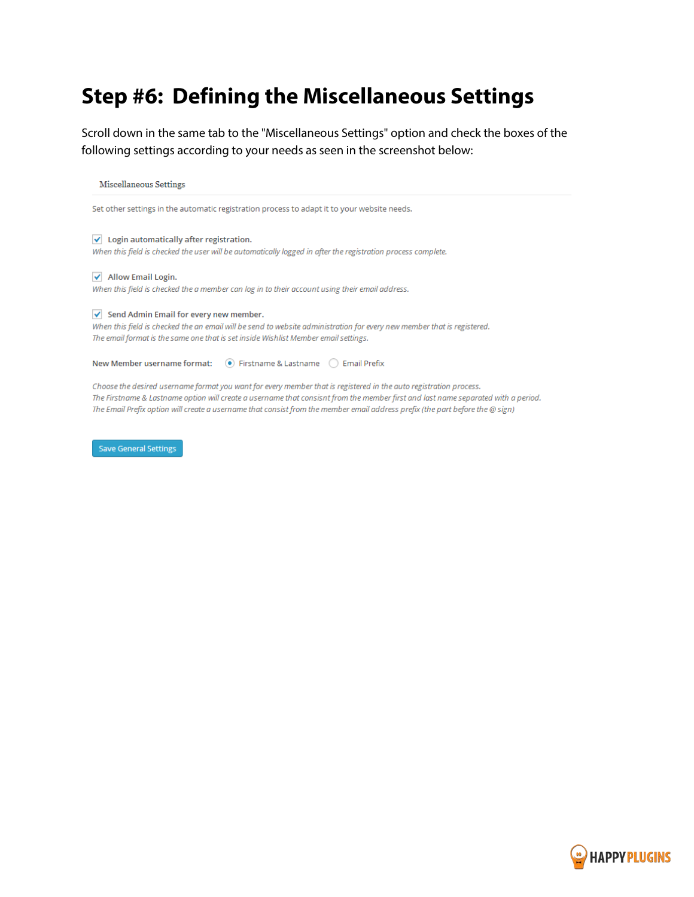# Step #6: Defining the Miscellaneous Settings

Scroll down in the same tab to the "Miscellaneous Settings" option and check the boxes of the following settings according to your needs as seen in the screenshot below:

Miscellaneous Settings

Set other settings in the automatic registration process to adapt it to your website needs.

- [x] **Login automatically after registration.**
  *When this field is checked the user will be automatically logged in after the registration process complete.*

- [x] **Allow Email Login.**
  *When this field is checked the a member can log in to their account using their email address.*

- [x] **Send Admin Email for every new member.**
  *When this field is checked the an email will be send to website administration for every new member that is registered.*
  *The email format is the same one that is set inside Wishlist Member email settings.*

**New Member username format:** (●) Firstname & Lastname ( ) Email Prefix

*Choose the desired username format you want for every member that is registered in the auto registration process.*
*The Firstname & Lastname option will create a username that consisnt from the member first and last name separated with a period.*
*The Email Prefix option will create a username that consist from the member email address prefix (the part before the @ sign)*

Save General Settings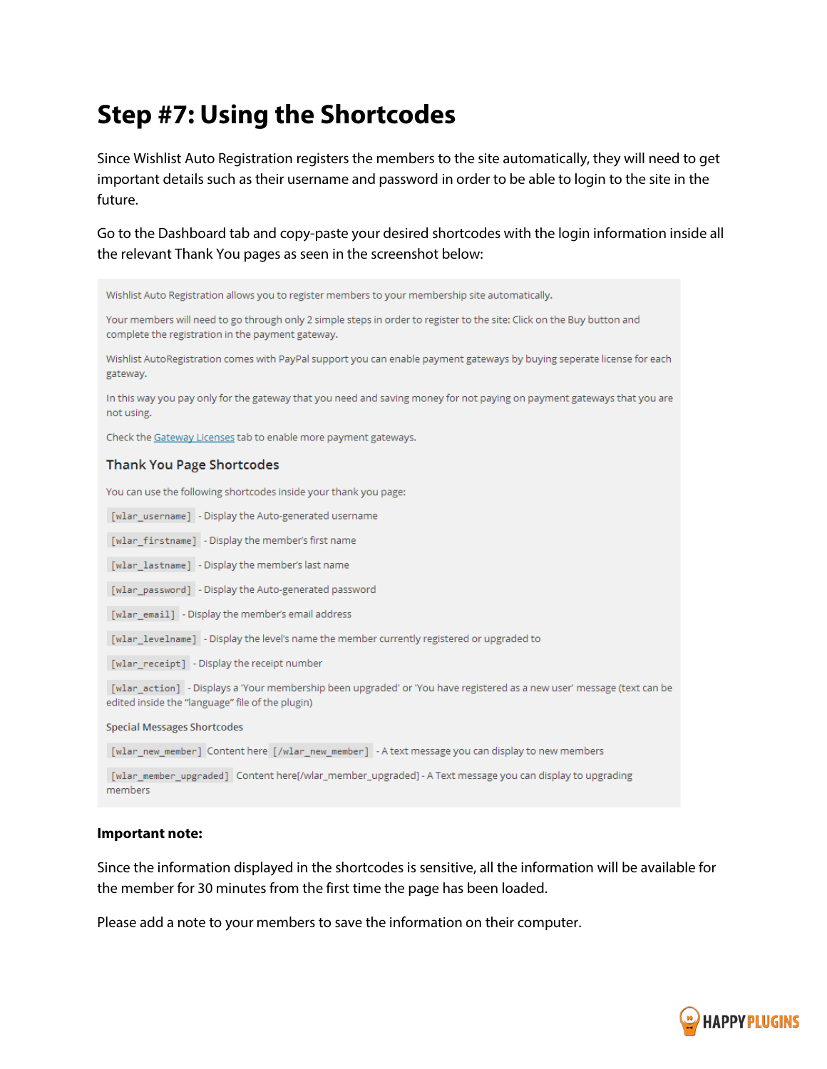# Step #7: Using the Shortcodes

Since Wishlist Auto Registration registers the members to the site automatically, they will need to get important details such as their username and password in order to be able to login to the site in the future.

Go to the Dashboard tab and copy-paste your desired shortcodes with the login information inside all the relevant Thank You pages as seen in the screenshot below:

Wishlist Auto Registration allows you to register members to your membership site automatically.

Your members will need to go through only 2 simple steps in order to register to the site: Click on the Buy button and complete the registration in the payment gateway.

Wishlist AutoRegistration comes with PayPal support you can enable payment gateways by buying seperate license for each gateway.

In this way you pay only for the gateway that you need and saving money for not paying on payment gateways that you are not using.

Check the Gateway Licenses tab to enable more payment gateways.

### Thank You Page Shortcodes

You can use the following shortcodes inside your thank you page:

`[wlar_username]` - Display the Auto-generated username

`[wlar_firstname]` - Display the member's first name

`[wlar_lastname]` - Display the member's last name

`[wlar_password]` - Display the Auto-generated password

`[wlar_email]` - Display the member's email address

`[wlar_levelname]` - Display the level's name the member currently registered or upgraded to

`[wlar_receipt]` - Display the receipt number

`[wlar_action]` - Displays a 'Your membership been upgraded' or 'You have registered as a new user' message (text can be edited inside the "language" file of the plugin)

Special Messages Shortcodes

`[wlar_new_member]` Content here `[/wlar_new_member]` - A text message you can display to new members

`[wlar_member_upgraded]` Content here[/wlar_member_upgraded] - A Text message you can display to upgrading members

**Important note:**

Since the information displayed in the shortcodes is sensitive, all the information will be available for the member for 30 minutes from the first time the page has been loaded.

Please add a note to your members to save the information on their computer.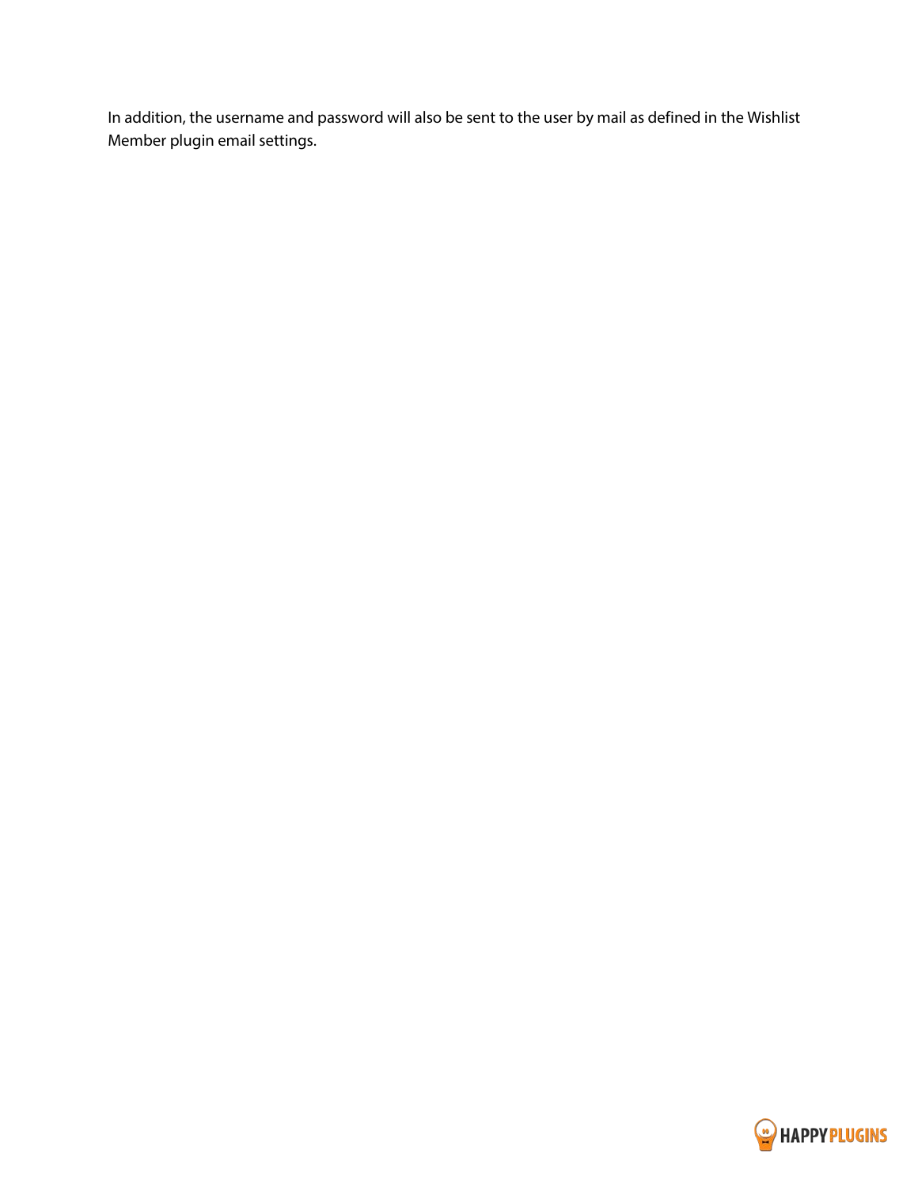In addition, the username and password will also be sent to the user by mail as defined in the Wishlist Member plugin email settings.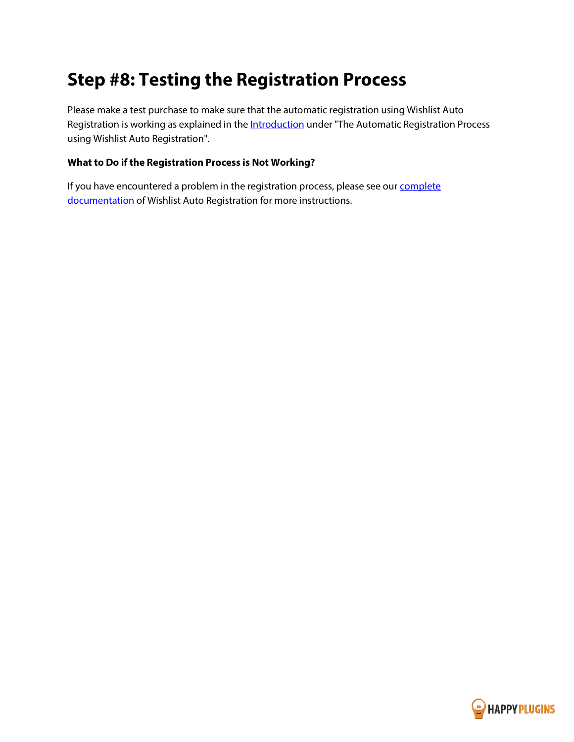# Step #8: Testing the Registration Process

Please make a test purchase to make sure that the automatic registration using Wishlist Auto Registration is working as explained in the Introduction under "The Automatic Registration Process using Wishlist Auto Registration".

**What to Do if the Registration Process is Not Working?**

If you have encountered a problem in the registration process, please see our complete documentation of Wishlist Auto Registration for more instructions.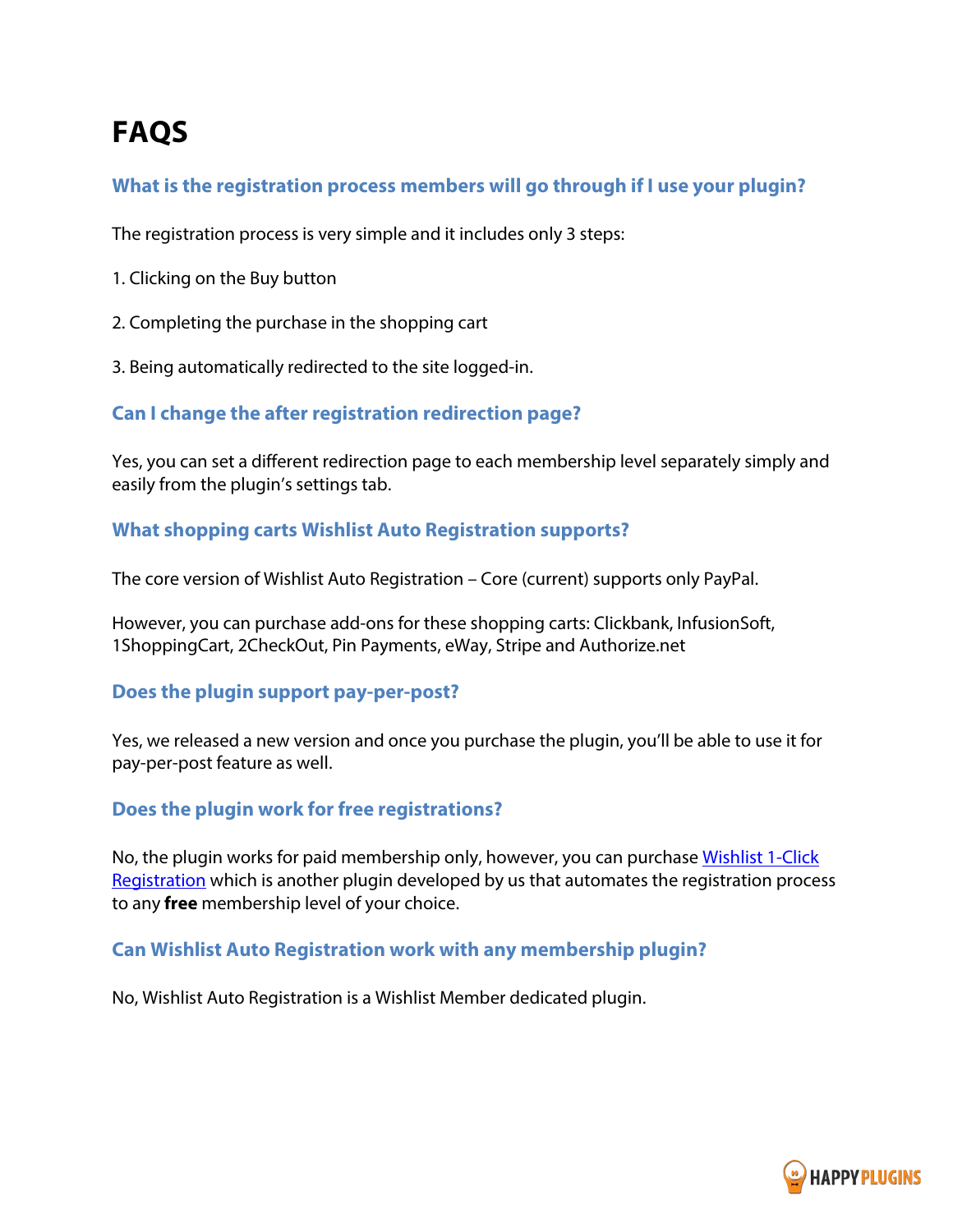# FAQS

### What is the registration process members will go through if I use your plugin?

The registration process is very simple and it includes only 3 steps:

1. Clicking on the Buy button

2. Completing the purchase in the shopping cart

3. Being automatically redirected to the site logged-in.

### Can I change the after registration redirection page?

Yes, you can set a different redirection page to each membership level separately simply and easily from the plugin's settings tab.

### What shopping carts Wishlist Auto Registration supports?

The core version of Wishlist Auto Registration – Core (current) supports only PayPal.

However, you can purchase add-ons for these shopping carts: Clickbank, InfusionSoft, 1ShoppingCart, 2CheckOut, Pin Payments, eWay, Stripe and Authorize.net

### Does the plugin support pay-per-post?

Yes, we released a new version and once you purchase the plugin, you'll be able to use it for pay-per-post feature as well.

### Does the plugin work for free registrations?

No, the plugin works for paid membership only, however, you can purchase Wishlist 1-Click Registration which is another plugin developed by us that automates the registration process to any **free** membership level of your choice.

### Can Wishlist Auto Registration work with any membership plugin?

No, Wishlist Auto Registration is a Wishlist Member dedicated plugin.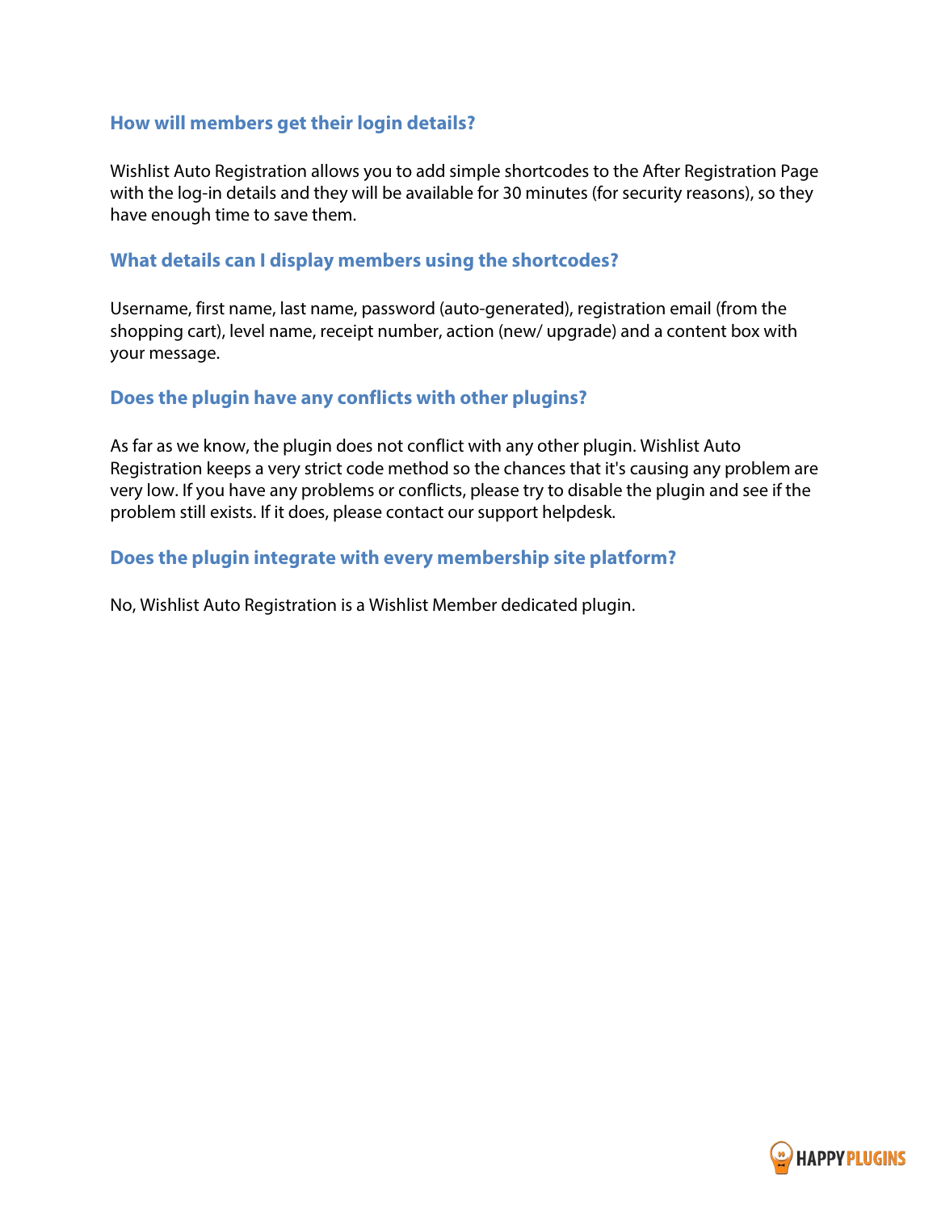### How will members get their login details?

Wishlist Auto Registration allows you to add simple shortcodes to the After Registration Page with the log-in details and they will be available for 30 minutes (for security reasons), so they have enough time to save them.

### What details can I display members using the shortcodes?

Username, first name, last name, password (auto-generated), registration email (from the shopping cart), level name, receipt number, action (new/ upgrade) and a content box with your message.

### Does the plugin have any conflicts with other plugins?

As far as we know, the plugin does not conflict with any other plugin. Wishlist Auto Registration keeps a very strict code method so the chances that it's causing any problem are very low. If you have any problems or conflicts, please try to disable the plugin and see if the problem still exists. If it does, please contact our support helpdesk.

### Does the plugin integrate with every membership site platform?

No, Wishlist Auto Registration is a Wishlist Member dedicated plugin.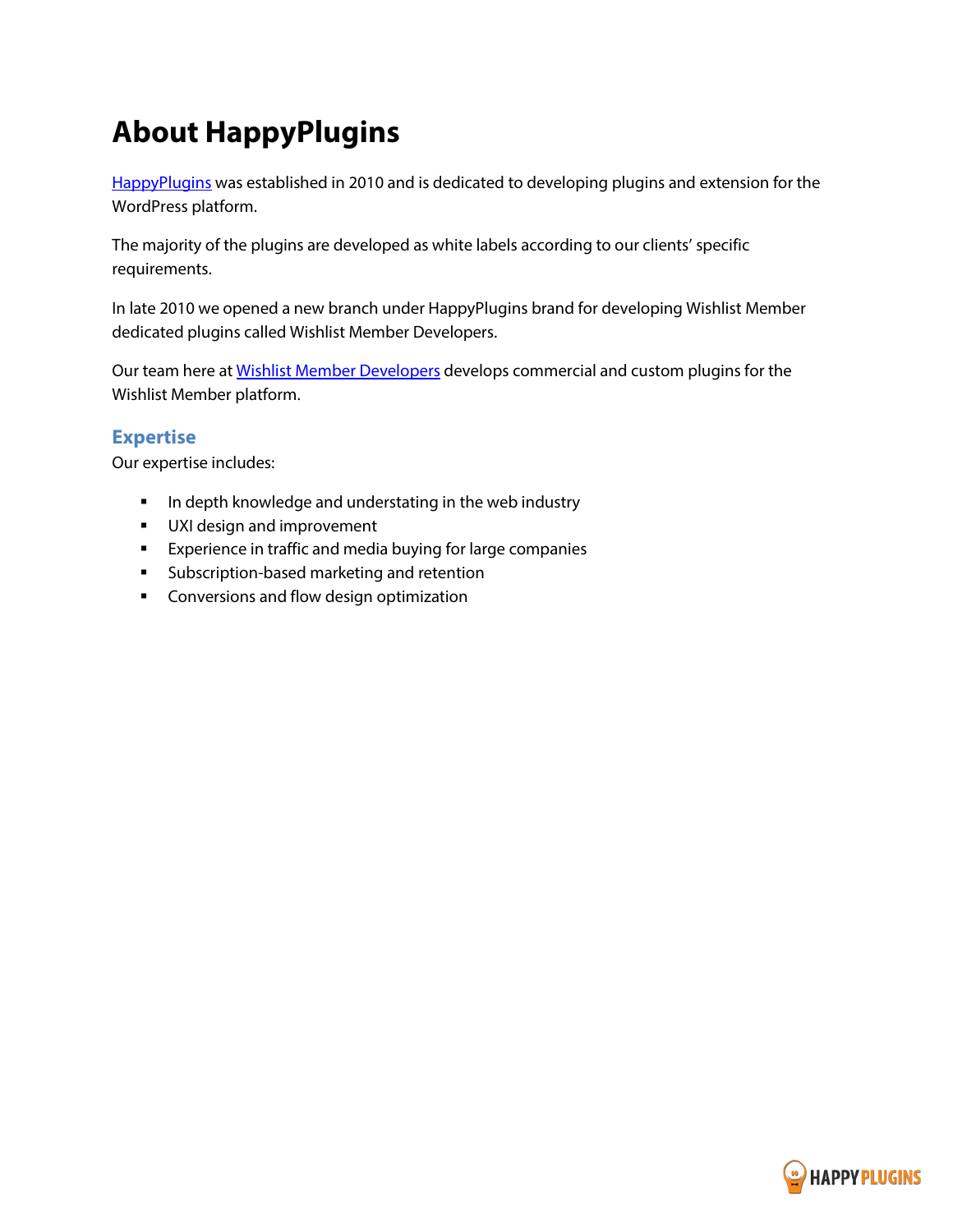# About HappyPlugins

HappyPlugins was established in 2010 and is dedicated to developing plugins and extension for the WordPress platform.

The majority of the plugins are developed as white labels according to our clients' specific requirements.

In late 2010 we opened a new branch under HappyPlugins brand for developing Wishlist Member dedicated plugins called Wishlist Member Developers.

Our team here at Wishlist Member Developers develops commercial and custom plugins for the Wishlist Member platform.

## Expertise

Our expertise includes:

- In depth knowledge and understating in the web industry
- UXI design and improvement
- Experience in traffic and media buying for large companies
- Subscription-based marketing and retention
- Conversions and flow design optimization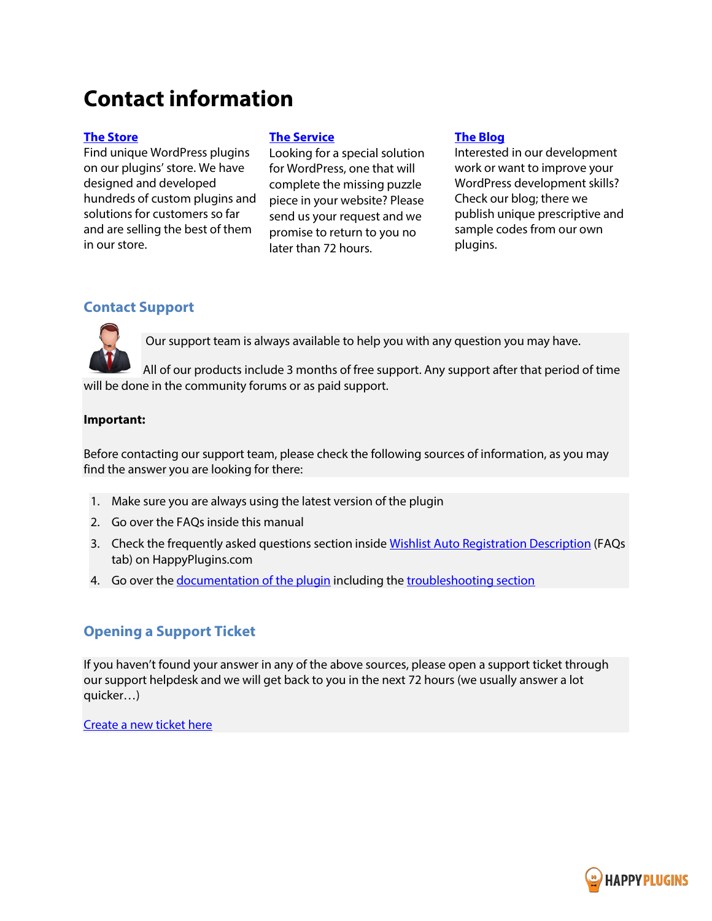# Contact information

**The Store**
Find unique WordPress plugins on our plugins' store. We have designed and developed hundreds of custom plugins and solutions for customers so far and are selling the best of them in our store.

**The Service**
Looking for a special solution for WordPress, one that will complete the missing puzzle piece in your website? Please send us your request and we promise to return to you no later than 72 hours.

**The Blog**
Interested in our development work or want to improve your WordPress development skills? Check our blog; there we publish unique prescriptive and sample codes from our own plugins.

## Contact Support

Our support team is always available to help you with any question you may have.

All of our products include 3 months of free support. Any support after that period of time will be done in the community forums or as paid support.

**Important:**

Before contacting our support team, please check the following sources of information, as you may find the answer you are looking for there:

1. Make sure you are always using the latest version of the plugin
2. Go over the FAQs inside this manual
3. Check the frequently asked questions section inside Wishlist Auto Registration Description (FAQs tab) on HappyPlugins.com
4. Go over the documentation of the plugin including the troubleshooting section

## Opening a Support Ticket

If you haven't found your answer in any of the above sources, please open a support ticket through our support helpdesk and we will get back to you in the next 72 hours (we usually answer a lot quicker…)

Create a new ticket here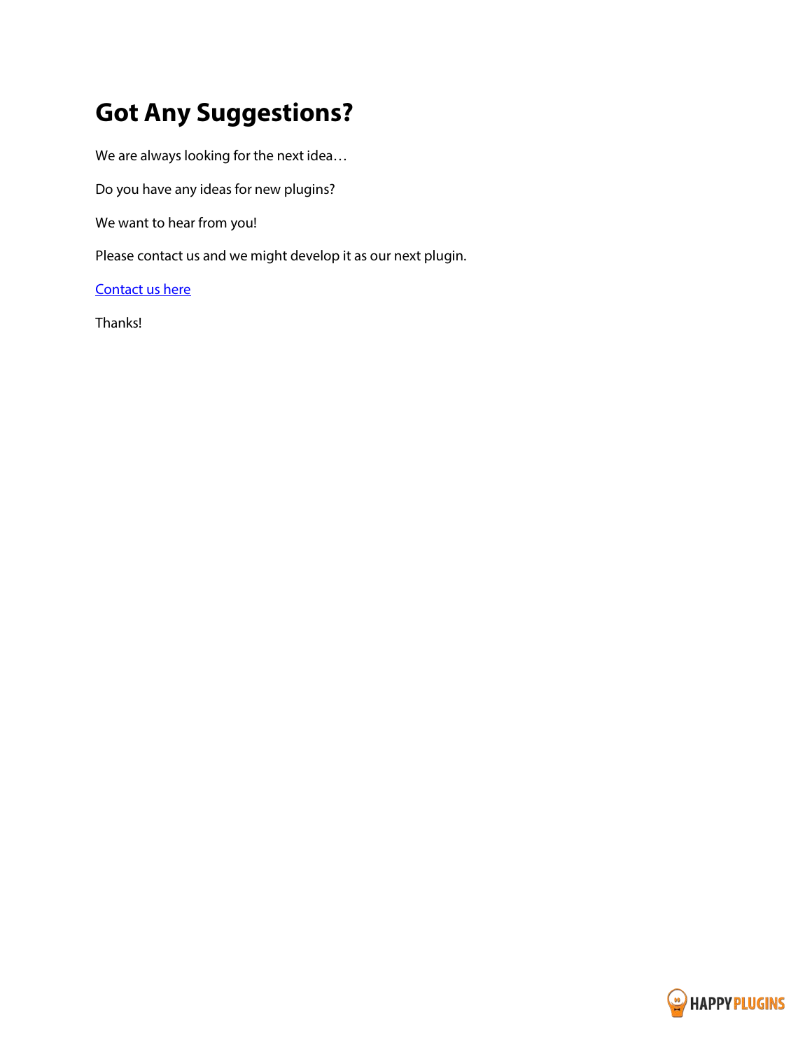# Got Any Suggestions?

We are always looking for the next idea…

Do you have any ideas for new plugins?

We want to hear from you!

Please contact us and we might develop it as our next plugin.

Contact us here

Thanks!